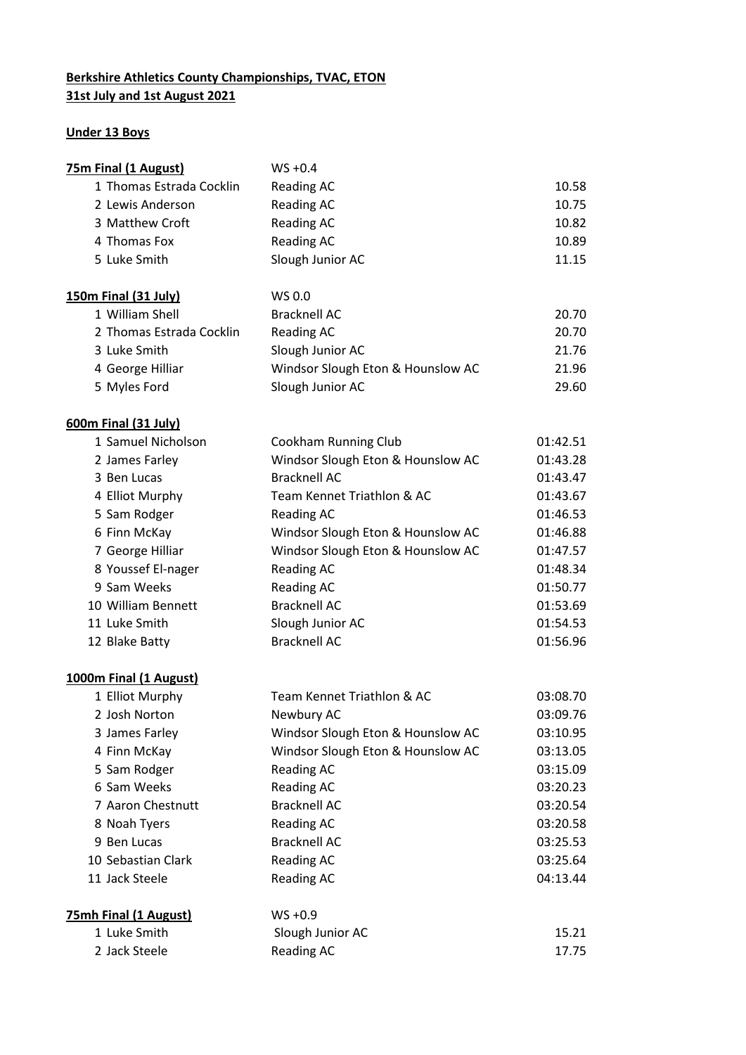**Berkshire Athletics County Championships, TVAC, ETON**
**31st July and 1st August 2021**

**Under 13 Boys**

**75m Final (1 August)** WS +0.4

| Pos | Name | Club | Time |
|---|---|---|---|
| 1 | Thomas Estrada Cocklin | Reading AC | 10.58 |
| 2 | Lewis Anderson | Reading AC | 10.75 |
| 3 | Matthew Croft | Reading AC | 10.82 |
| 4 | Thomas Fox | Reading AC | 10.89 |
| 5 | Luke Smith | Slough Junior AC | 11.15 |

**150m Final (31 July)** WS 0.0

| Pos | Name | Club | Time |
|---|---|---|---|
| 1 | William Shell | Bracknell AC | 20.70 |
| 2 | Thomas Estrada Cocklin | Reading AC | 20.70 |
| 3 | Luke Smith | Slough Junior AC | 21.76 |
| 4 | George Hilliar | Windsor Slough Eton & Hounslow AC | 21.96 |
| 5 | Myles Ford | Slough Junior AC | 29.60 |

**600m Final (31 July)**

| Pos | Name | Club | Time |
|---|---|---|---|
| 1 | Samuel Nicholson | Cookham Running Club | 01:42.51 |
| 2 | James Farley | Windsor Slough Eton & Hounslow AC | 01:43.28 |
| 3 | Ben Lucas | Bracknell AC | 01:43.47 |
| 4 | Elliot Murphy | Team Kennet Triathlon & AC | 01:43.67 |
| 5 | Sam Rodger | Reading AC | 01:46.53 |
| 6 | Finn McKay | Windsor Slough Eton & Hounslow AC | 01:46.88 |
| 7 | George Hilliar | Windsor Slough Eton & Hounslow AC | 01:47.57 |
| 8 | Youssef El-nager | Reading AC | 01:48.34 |
| 9 | Sam Weeks | Reading AC | 01:50.77 |
| 10 | William Bennett | Bracknell AC | 01:53.69 |
| 11 | Luke Smith | Slough Junior AC | 01:54.53 |
| 12 | Blake Batty | Bracknell AC | 01:56.96 |

**1000m Final (1 August)**

| Pos | Name | Club | Time |
|---|---|---|---|
| 1 | Elliot Murphy | Team Kennet Triathlon & AC | 03:08.70 |
| 2 | Josh Norton | Newbury AC | 03:09.76 |
| 3 | James Farley | Windsor Slough Eton & Hounslow AC | 03:10.95 |
| 4 | Finn McKay | Windsor Slough Eton & Hounslow AC | 03:13.05 |
| 5 | Sam Rodger | Reading AC | 03:15.09 |
| 6 | Sam Weeks | Reading AC | 03:20.23 |
| 7 | Aaron Chestnutt | Bracknell AC | 03:20.54 |
| 8 | Noah Tyers | Reading AC | 03:20.58 |
| 9 | Ben Lucas | Bracknell AC | 03:25.53 |
| 10 | Sebastian Clark | Reading AC | 03:25.64 |
| 11 | Jack Steele | Reading AC | 04:13.44 |

**75mh Final (1 August)** WS +0.9

| Pos | Name | Club | Time |
|---|---|---|---|
| 1 | Luke Smith | Slough Junior AC | 15.21 |
| 2 | Jack Steele | Reading AC | 17.75 |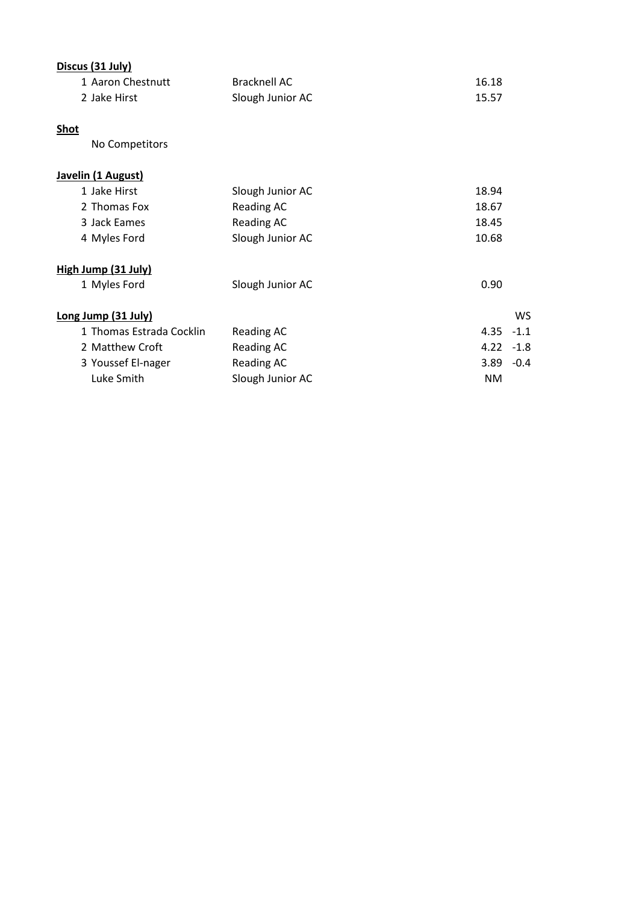**Discus (31 July)**

| | | | |
|---|---|---|---|
| 1 | Aaron Chestnutt | Bracknell AC | 16.18 |
| 2 | Jake Hirst | Slough Junior AC | 15.57 |

**Shot**

No Competitors

**Javelin (1 August)**

| | | | |
|---|---|---|---|
| 1 | Jake Hirst | Slough Junior AC | 18.94 |
| 2 | Thomas Fox | Reading AC | 18.67 |
| 3 | Jack Eames | Reading AC | 18.45 |
| 4 | Myles Ford | Slough Junior AC | 10.68 |

**High Jump (31 July)**

| | | | |
|---|---|---|---|
| 1 | Myles Ford | Slough Junior AC | 0.90 |

**Long Jump (31 July)**

| | | | | WS |
|---|---|---|---|---|
| 1 | Thomas Estrada Cocklin | Reading AC | 4.35 | -1.1 |
| 2 | Matthew Croft | Reading AC | 4.22 | -1.8 |
| 3 | Youssef El-nager | Reading AC | 3.89 | -0.4 |
| | Luke Smith | Slough Junior AC | NM | |